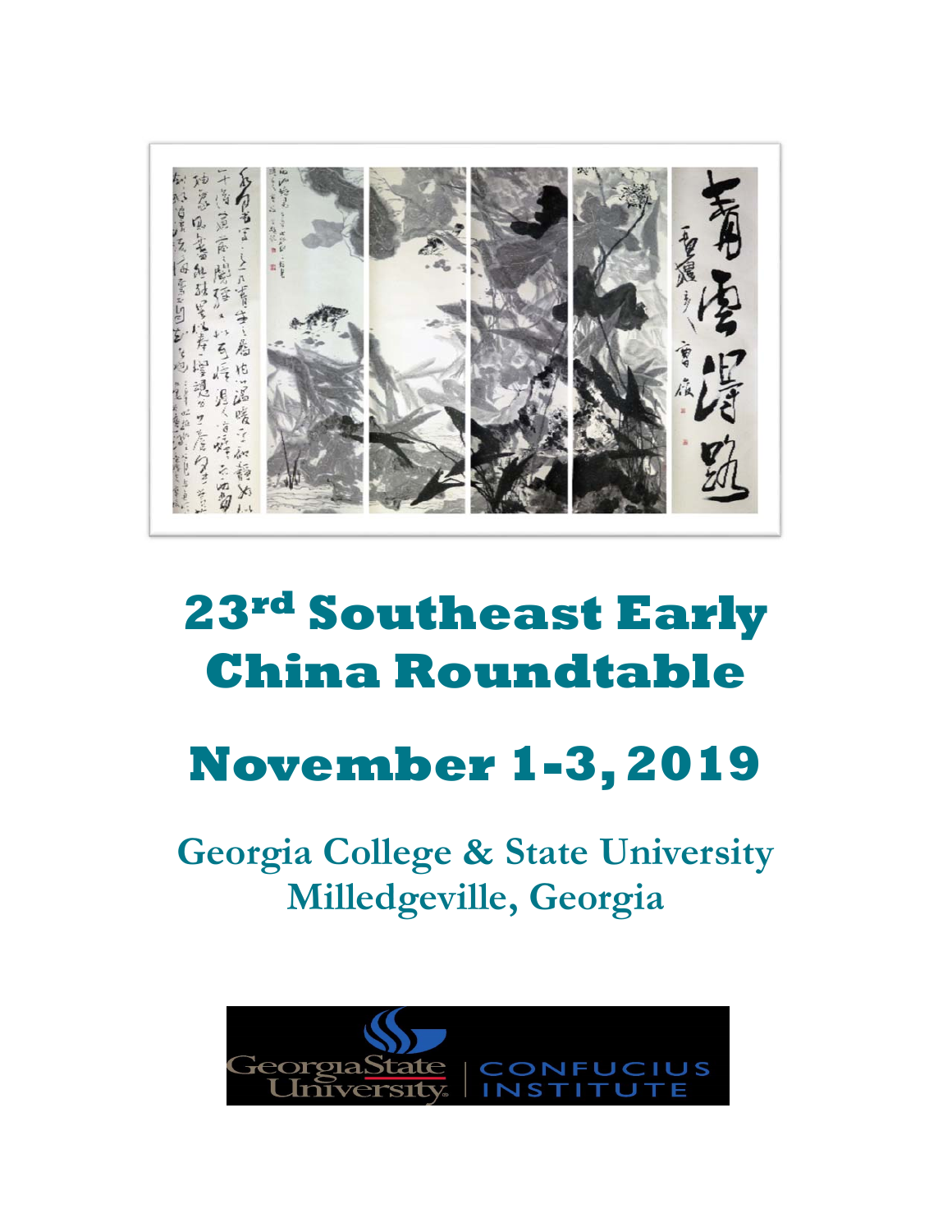# 23rd Southeast Early China Roundtable

# November 1-3, 2019

## Georgia College & State University
## Milledgeville, Georgia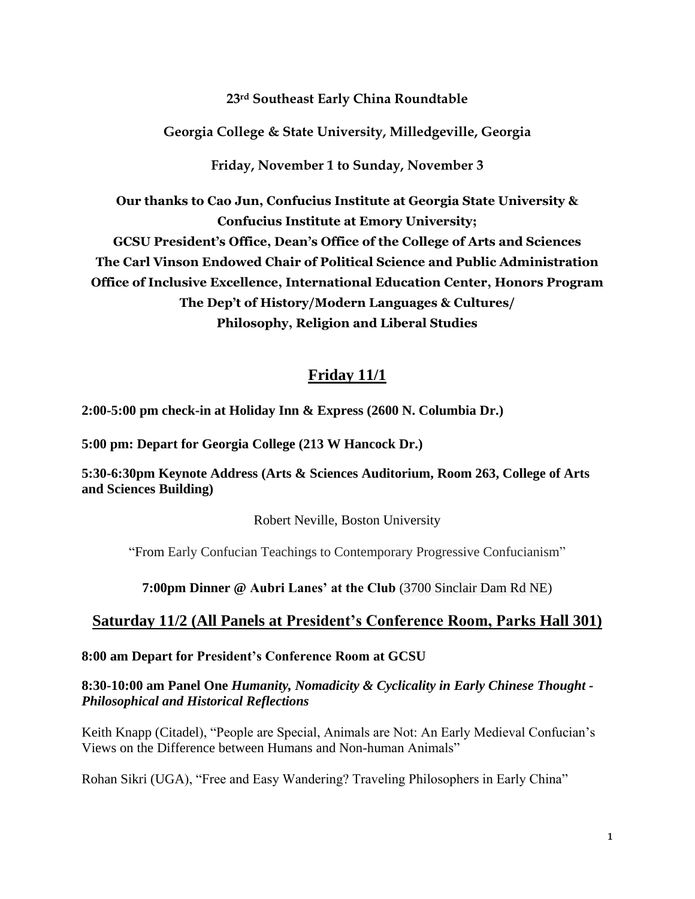**23rd Southeast Early China Roundtable**

**Georgia College & State University, Milledgeville, Georgia**

**Friday, November 1 to Sunday, November 3**

**Our thanks to Cao Jun, Confucius Institute at Georgia State University & Confucius Institute at Emory University;**
**GCSU President's Office, Dean's Office of the College of Arts and Sciences**
**The Carl Vinson Endowed Chair of Political Science and Public Administration**
**Office of Inclusive Excellence, International Education Center, Honors Program**
**The Dep't of History/Modern Languages & Cultures/**
**Philosophy, Religion and Liberal Studies**

## Friday 11/1

**2:00-5:00 pm check-in at Holiday Inn & Express (2600 N. Columbia Dr.)**

**5:00 pm: Depart for Georgia College (213 W Hancock Dr.)**

**5:30-6:30pm Keynote Address (Arts & Sciences Auditorium, Room 263, College of Arts and Sciences Building)**

Robert Neville, Boston University

"From Early Confucian Teachings to Contemporary Progressive Confucianism"

**7:00pm Dinner @ Aubri Lanes' at the Club** (3700 Sinclair Dam Rd NE)

## Saturday 11/2 (All Panels at President's Conference Room, Parks Hall 301)

**8:00 am Depart for President's Conference Room at GCSU**

**8:30-10:00 am Panel One** ***Humanity, Nomadicity & Cyclicality in Early Chinese Thought - Philosophical and Historical Reflections***

Keith Knapp (Citadel), "People are Special, Animals are Not: An Early Medieval Confucian's Views on the Difference between Humans and Non-human Animals"

Rohan Sikri (UGA), "Free and Easy Wandering? Traveling Philosophers in Early China"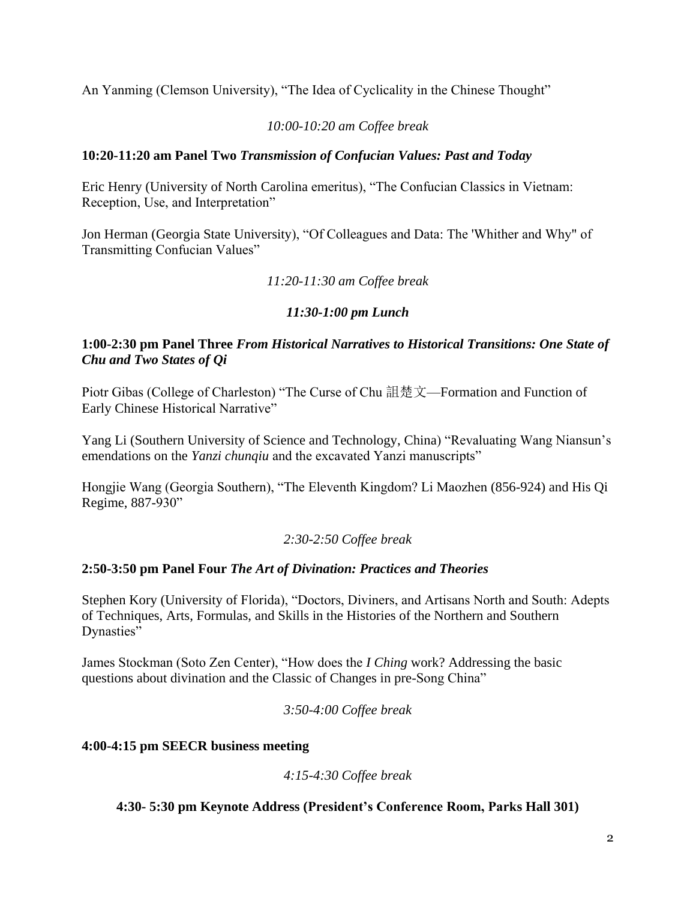An Yanming (Clemson University), “The Idea of Cyclicality in the Chinese Thought”

*10:00-10:20 am Coffee break*

**10:20-11:20 am Panel Two** ***Transmission of Confucian Values: Past and Today***

Eric Henry (University of North Carolina emeritus), “The Confucian Classics in Vietnam: Reception, Use, and Interpretation”

Jon Herman (Georgia State University), “Of Colleagues and Data: The 'Whither and Why" of Transmitting Confucian Values”

*11:20-11:30 am Coffee break*

***11:30-1:00 pm Lunch***

**1:00-2:30 pm Panel Three** ***From Historical Narratives to Historical Transitions: One State of Chu and Two States of Qi***

Piotr Gibas (College of Charleston) “The Curse of Chu 詛楚文—Formation and Function of Early Chinese Historical Narrative”

Yang Li (Southern University of Science and Technology, China) “Revaluating Wang Niansun’s emendations on the *Yanzi chunqiu* and the excavated Yanzi manuscripts”

Hongjie Wang (Georgia Southern), “The Eleventh Kingdom? Li Maozhen (856-924) and His Qi Regime, 887-930”

*2:30-2:50 Coffee break*

**2:50-3:50 pm Panel Four** ***The Art of Divination: Practices and Theories***

Stephen Kory (University of Florida), “Doctors, Diviners, and Artisans North and South: Adepts of Techniques, Arts, Formulas, and Skills in the Histories of the Northern and Southern Dynasties”

James Stockman (Soto Zen Center), “How does the *I Ching* work? Addressing the basic questions about divination and the Classic of Changes in pre-Song China”

*3:50-4:00 Coffee break*

**4:00-4:15 pm SEECR business meeting**

*4:15-4:30 Coffee break*

**4:30- 5:30 pm Keynote Address (President’s Conference Room, Parks Hall 301)**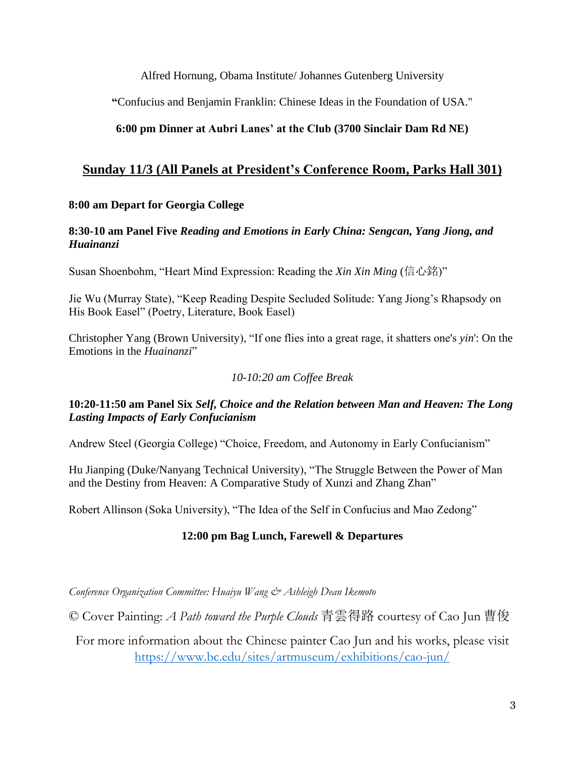Alfred Hornung, Obama Institute/ Johannes Gutenberg University

**"**Confucius and Benjamin Franklin: Chinese Ideas in the Foundation of USA."

**6:00 pm Dinner at Aubri Lanes' at the Club (3700 Sinclair Dam Rd NE)**

## Sunday 11/3 (All Panels at President's Conference Room, Parks Hall 301)

**8:00 am Depart for Georgia College**

**8:30-10 am Panel Five *Reading and Emotions in Early China: Sengcan, Yang Jiong, and Huainanzi***

Susan Shoenbohm, "Heart Mind Expression: Reading the *Xin Xin Ming* (信心銘)"

Jie Wu (Murray State), "Keep Reading Despite Secluded Solitude: Yang Jiong's Rhapsody on His Book Easel" (Poetry, Literature, Book Easel)

Christopher Yang (Brown University), "If one flies into a great rage, it shatters one's *yin*': On the Emotions in the *Huainanzi*"

*10-10:20 am Coffee Break*

**10:20-11:50 am Panel Six *Self, Choice and the Relation between Man and Heaven: The Long Lasting Impacts of Early Confucianism***

Andrew Steel (Georgia College) "Choice, Freedom, and Autonomy in Early Confucianism"

Hu Jianping (Duke/Nanyang Technical University), "The Struggle Between the Power of Man and the Destiny from Heaven: A Comparative Study of Xunzi and Zhang Zhan"

Robert Allinson (Soka University), "The Idea of the Self in Confucius and Mao Zedong"

**12:00 pm Bag Lunch, Farewell & Departures**

*Conference Organization Committee: Huaiyu Wang & Ashleigh Dean Ikemoto*

© Cover Painting: *A Path toward the Purple Clouds* 青雲得路 courtesy of Cao Jun 曹俊

For more information about the Chinese painter Cao Jun and his works, please visit https://www.bc.edu/sites/artmuseum/exhibitions/cao-jun/